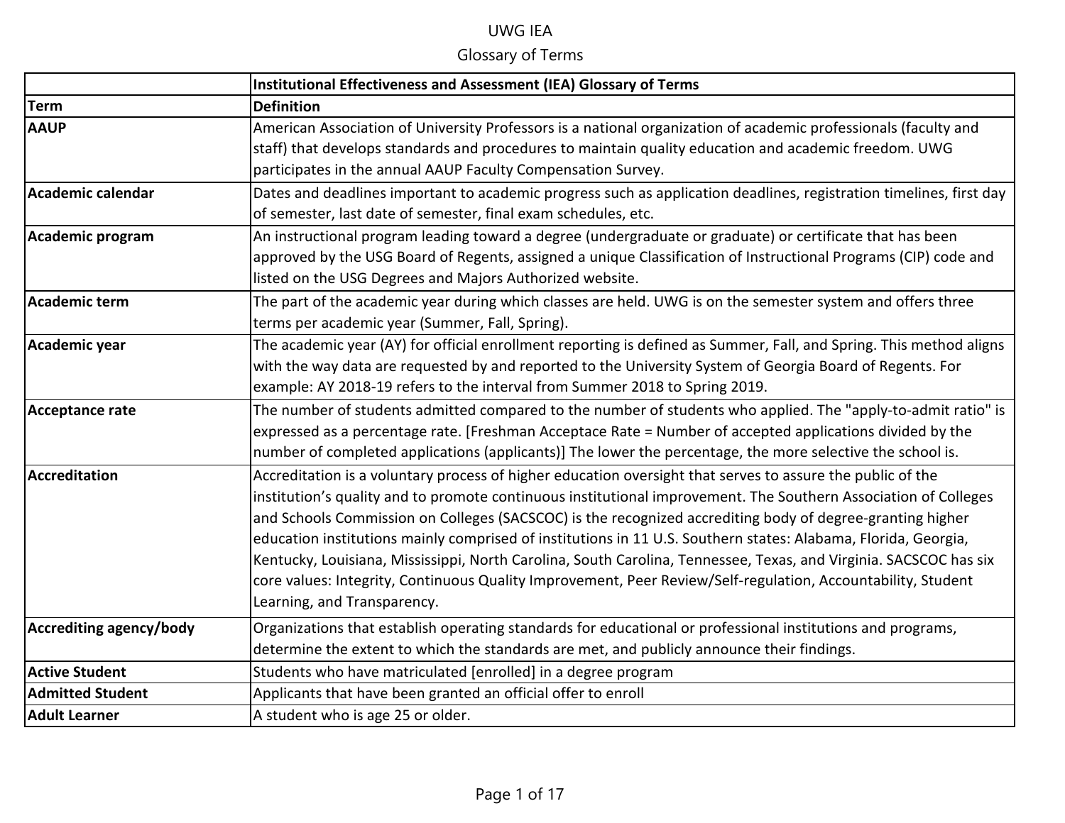# UWG IEA

## Glossary of Terms

| | Institutional Effectiveness and Assessment (IEA) Glossary of Terms |
|---|---|
| **Term** | **Definition** |
| **AAUP** | American Association of University Professors is a national organization of academic professionals (faculty and staff) that develops standards and procedures to maintain quality education and academic freedom. UWG participates in the annual AAUP Faculty Compensation Survey. |
| **Academic calendar** | Dates and deadlines important to academic progress such as application deadlines, registration timelines, first day of semester, last date of semester, final exam schedules, etc. |
| **Academic program** | An instructional program leading toward a degree (undergraduate or graduate) or certificate that has been approved by the USG Board of Regents, assigned a unique Classification of Instructional Programs (CIP) code and listed on the USG Degrees and Majors Authorized website. |
| **Academic term** | The part of the academic year during which classes are held. UWG is on the semester system and offers three terms per academic year (Summer, Fall, Spring). |
| **Academic year** | The academic year (AY) for official enrollment reporting is defined as Summer, Fall, and Spring. This method aligns with the way data are requested by and reported to the University System of Georgia Board of Regents. For example: AY 2018-19 refers to the interval from Summer 2018 to Spring 2019. |
| **Acceptance rate** | The number of students admitted compared to the number of students who applied. The "apply-to-admit ratio" is expressed as a percentage rate. [Freshman Acceptace Rate = Number of accepted applications divided by the number of completed applications (applicants)] The lower the percentage, the more selective the school is. |
| **Accreditation** | Accreditation is a voluntary process of higher education oversight that serves to assure the public of the institution's quality and to promote continuous institutional improvement. The Southern Association of Colleges and Schools Commission on Colleges (SACSCOC) is the recognized accrediting body of degree-granting higher education institutions mainly comprised of institutions in 11 U.S. Southern states: Alabama, Florida, Georgia, Kentucky, Louisiana, Mississippi, North Carolina, South Carolina, Tennessee, Texas, and Virginia. SACSCOC has six core values: Integrity, Continuous Quality Improvement, Peer Review/Self-regulation, Accountability, Student Learning, and Transparency. |
| **Accrediting agency/body** | Organizations that establish operating standards for educational or professional institutions and programs, determine the extent to which the standards are met, and publicly announce their findings. |
| **Active Student** | Students who have matriculated [enrolled] in a degree program |
| **Admitted Student** | Applicants that have been granted an official offer to enroll |
| **Adult Learner** | A student who is age 25 or older. |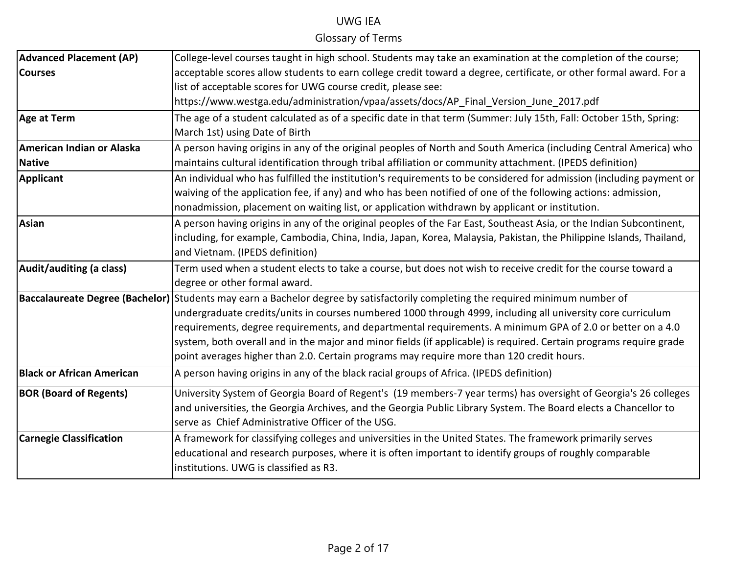| Term | Definition |
|---|---|
| **Advanced Placement (AP) Courses** | College-level courses taught in high school. Students may take an examination at the completion of the course; acceptable scores allow students to earn college credit toward a degree, certificate, or other formal award. For a list of acceptable scores for UWG course credit, please see: https://www.westga.edu/administration/vpaa/assets/docs/AP_Final_Version_June_2017.pdf |
| **Age at Term** | The age of a student calculated as of a specific date in that term (Summer: July 15th, Fall: October 15th, Spring: March 1st) using Date of Birth |
| **American Indian or Alaska Native** | A person having origins in any of the original peoples of North and South America (including Central America) who maintains cultural identification through tribal affiliation or community attachment. (IPEDS definition) |
| **Applicant** | An individual who has fulfilled the institution's requirements to be considered for admission (including payment or waiving of the application fee, if any) and who has been notified of one of the following actions: admission, nonadmission, placement on waiting list, or application withdrawn by applicant or institution. |
| **Asian** | A person having origins in any of the original peoples of the Far East, Southeast Asia, or the Indian Subcontinent, including, for example, Cambodia, China, India, Japan, Korea, Malaysia, Pakistan, the Philippine Islands, Thailand, and Vietnam. (IPEDS definition) |
| **Audit/auditing (a class)** | Term used when a student elects to take a course, but does not wish to receive credit for the course toward a degree or other formal award. |
| **Baccalaureate Degree (Bachelor)** | Students may earn a Bachelor degree by satisfactorily completing the required minimum number of undergraduate credits/units in courses numbered 1000 through 4999, including all university core curriculum requirements, degree requirements, and departmental requirements. A minimum GPA of 2.0 or better on a 4.0 system, both overall and in the major and minor fields (if applicable) is required. Certain programs require grade point averages higher than 2.0. Certain programs may require more than 120 credit hours. |
| **Black or African American** | A person having origins in any of the black racial groups of Africa. (IPEDS definition) |
| **BOR (Board of Regents)** | University System of Georgia Board of Regent's (19 members-7 year terms) has oversight of Georgia's 26 colleges and universities, the Georgia Archives, and the Georgia Public Library System. The Board elects a Chancellor to serve as Chief Administrative Officer of the USG. |
| **Carnegie Classification** | A framework for classifying colleges and universities in the United States. The framework primarily serves educational and research purposes, where it is often important to identify groups of roughly comparable institutions. UWG is classified as R3. |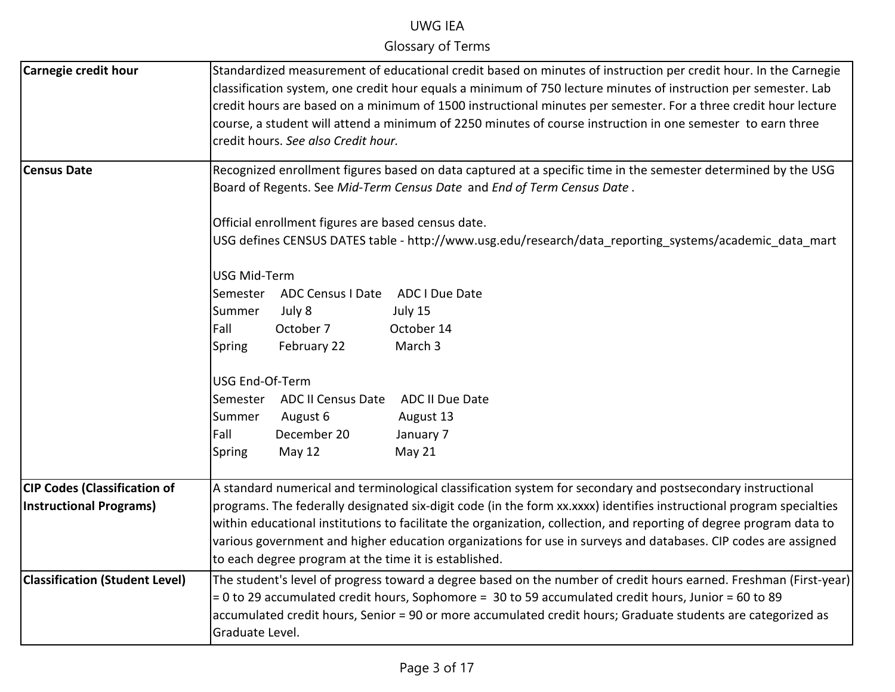| Term | Definition |
|---|---|
| **Carnegie credit hour** | Standardized measurement of educational credit based on minutes of instruction per credit hour. In the Carnegie classification system, one credit hour equals a minimum of 750 lecture minutes of instruction per semester. Lab credit hours are based on a minimum of 1500 instructional minutes per semester. For a three credit hour lecture course, a student will attend a minimum of 2250 minutes of course instruction in one semester to earn three credit hours. *See also Credit hour.* |
| **Census Date** | Recognized enrollment figures based on data captured at a specific time in the semester determined by the USG Board of Regents. See *Mid-Term Census Date* and *End of Term Census Date* .<br><br>Official enrollment figures are based census date.<br>USG defines CENSUS DATES table - http://www.usg.edu/research/data_reporting_systems/academic_data_mart<br><br>USG Mid-Term<br>Semester ADC Census I Date ADC I Due Date<br>Summer July 8 July 15<br>Fall October 7 October 14<br>Spring February 22 March 3<br><br>USG End-Of-Term<br>Semester ADC II Census Date ADC II Due Date<br>Summer August 6 August 13<br>Fall December 20 January 7<br>Spring May 12 May 21 |
| **CIP Codes (Classification of Instructional Programs)** | A standard numerical and terminological classification system for secondary and postsecondary instructional programs. The federally designated six-digit code (in the form xx.xxxx) identifies instructional program specialties within educational institutions to facilitate the organization, collection, and reporting of degree program data to various government and higher education organizations for use in surveys and databases. CIP codes are assigned to each degree program at the time it is established. |
| **Classification (Student Level)** | The student's level of progress toward a degree based on the number of credit hours earned. Freshman (First-year) = 0 to 29 accumulated credit hours, Sophomore = 30 to 59 accumulated credit hours, Junior = 60 to 89 accumulated credit hours, Senior = 90 or more accumulated credit hours; Graduate students are categorized as Graduate Level. |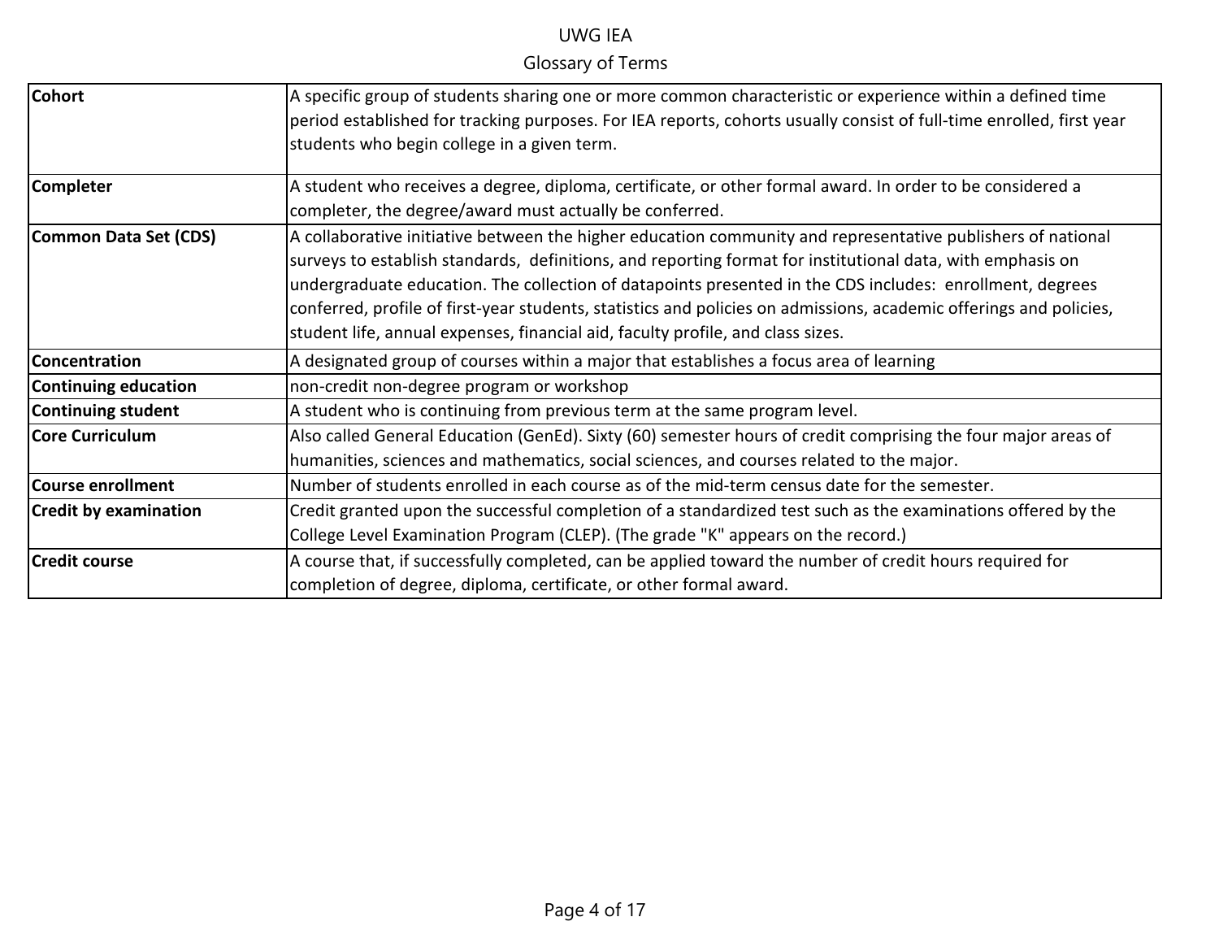UWG IEA

Glossary of Terms

| Term | Definition |
| --- | --- |
| **Cohort** | A specific group of students sharing one or more common characteristic or experience within a defined time period established for tracking purposes. For IEA reports, cohorts usually consist of full-time enrolled, first year students who begin college in a given term. |
| **Completer** | A student who receives a degree, diploma, certificate, or other formal award. In order to be considered a completer, the degree/award must actually be conferred. |
| **Common Data Set (CDS)** | A collaborative initiative between the higher education community and representative publishers of national surveys to establish standards, definitions, and reporting format for institutional data, with emphasis on undergraduate education. The collection of datapoints presented in the CDS includes: enrollment, degrees conferred, profile of first-year students, statistics and policies on admissions, academic offerings and policies, student life, annual expenses, financial aid, faculty profile, and class sizes. |
| **Concentration** | A designated group of courses within a major that establishes a focus area of learning |
| **Continuing education** | non-credit non-degree program or workshop |
| **Continuing student** | A student who is continuing from previous term at the same program level. |
| **Core Curriculum** | Also called General Education (GenEd). Sixty (60) semester hours of credit comprising the four major areas of humanities, sciences and mathematics, social sciences, and courses related to the major. |
| **Course enrollment** | Number of students enrolled in each course as of the mid-term census date for the semester. |
| **Credit by examination** | Credit granted upon the successful completion of a standardized test such as the examinations offered by the College Level Examination Program (CLEP). (The grade "K" appears on the record.) |
| **Credit course** | A course that, if successfully completed, can be applied toward the number of credit hours required for completion of degree, diploma, certificate, or other formal award. |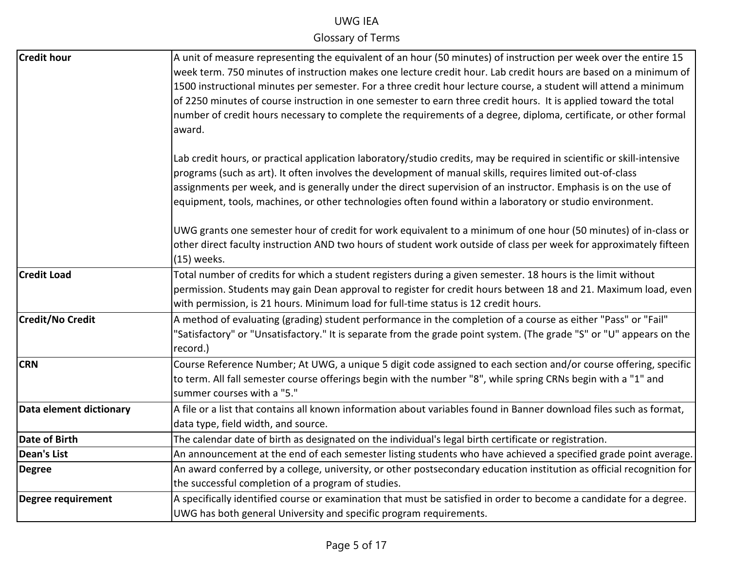| Term | Definition |
|---|---|
| **Credit hour** | A unit of measure representing the equivalent of an hour (50 minutes) of instruction per week over the entire 15 week term. 750 minutes of instruction makes one lecture credit hour. Lab credit hours are based on a minimum of 1500 instructional minutes per semester. For a three credit hour lecture course, a student will attend a minimum of 2250 minutes of course instruction in one semester to earn three credit hours. It is applied toward the total number of credit hours necessary to complete the requirements of a degree, diploma, certificate, or other formal award.<br><br>Lab credit hours, or practical application laboratory/studio credits, may be required in scientific or skill-intensive programs (such as art). It often involves the development of manual skills, requires limited out-of-class assignments per week, and is generally under the direct supervision of an instructor. Emphasis is on the use of equipment, tools, machines, or other technologies often found within a laboratory or studio environment.<br><br>UWG grants one semester hour of credit for work equivalent to a minimum of one hour (50 minutes) of in-class or other direct faculty instruction AND two hours of student work outside of class per week for approximately fifteen (15) weeks. |
| **Credit Load** | Total number of credits for which a student registers during a given semester. 18 hours is the limit without permission. Students may gain Dean approval to register for credit hours between 18 and 21. Maximum load, even with permission, is 21 hours. Minimum load for full-time status is 12 credit hours. |
| **Credit/No Credit** | A method of evaluating (grading) student performance in the completion of a course as either "Pass" or "Fail" "Satisfactory" or "Unsatisfactory." It is separate from the grade point system. (The grade "S" or "U" appears on the record.) |
| **CRN** | Course Reference Number; At UWG, a unique 5 digit code assigned to each section and/or course offering, specific to term. All fall semester course offerings begin with the number "8", while spring CRNs begin with a "1" and summer courses with a "5." |
| **Data element dictionary** | A file or a list that contains all known information about variables found in Banner download files such as format, data type, field width, and source. |
| **Date of Birth** | The calendar date of birth as designated on the individual's legal birth certificate or registration. |
| **Dean's List** | An announcement at the end of each semester listing students who have achieved a specified grade point average. |
| **Degree** | An award conferred by a college, university, or other postsecondary education institution as official recognition for the successful completion of a program of studies. |
| **Degree requirement** | A specifically identified course or examination that must be satisfied in order to become a candidate for a degree. UWG has both general University and specific program requirements. |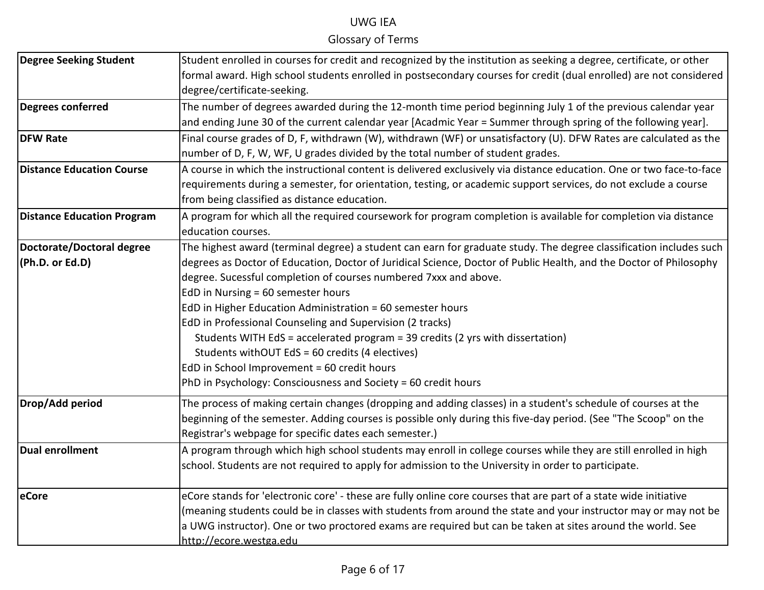| Term | Definition |
|---|---|
| **Degree Seeking Student** | Student enrolled in courses for credit and recognized by the institution as seeking a degree, certificate, or other formal award. High school students enrolled in postsecondary courses for credit (dual enrolled) are not considered degree/certificate-seeking. |
| **Degrees conferred** | The number of degrees awarded during the 12-month time period beginning July 1 of the previous calendar year and ending June 30 of the current calendar year [Acadmic Year = Summer through spring of the following year]. |
| **DFW Rate** | Final course grades of D, F, withdrawn (W), withdrawn (WF) or unsatisfactory (U). DFW Rates are calculated as the number of D, F, W, WF, U grades divided by the total number of student grades. |
| **Distance Education Course** | A course in which the instructional content is delivered exclusively via distance education. One or two face-to-face requirements during a semester, for orientation, testing, or academic support services, do not exclude a course from being classified as distance education. |
| **Distance Education Program** | A program for which all the required coursework for program completion is available for completion via distance education courses. |
| **Doctorate/Doctoral degree (Ph.D. or Ed.D)** | The highest award (terminal degree) a student can earn for graduate study. The degree classification includes such degrees as Doctor of Education, Doctor of Juridical Science, Doctor of Public Health, and the Doctor of Philosophy degree. Sucessful completion of courses numbered 7xxx and above.<br>EdD in Nursing = 60 semester hours<br>EdD in Higher Education Administration = 60 semester hours<br>EdD in Professional Counseling and Supervision (2 tracks)<br>&nbsp;&nbsp;&nbsp;&nbsp;Students WITH EdS = accelerated program = 39 credits (2 yrs with dissertation)<br>&nbsp;&nbsp;&nbsp;&nbsp;Students withOUT EdS = 60 credits (4 electives)<br>EdD in School Improvement = 60 credit hours<br>PhD in Psychology: Consciousness and Society = 60 credit hours |
| **Drop/Add period** | The process of making certain changes (dropping and adding classes) in a student's schedule of courses at the beginning of the semester. Adding courses is possible only during this five-day period. (See "The Scoop" on the Registrar's webpage for specific dates each semester.) |
| **Dual enrollment** | A program through which high school students may enroll in college courses while they are still enrolled in high school. Students are not required to apply for admission to the University in order to participate. |
| **eCore** | eCore stands for 'electronic core' - these are fully online core courses that are part of a state wide initiative (meaning students could be in classes with students from around the state and your instructor may or may not be a UWG instructor). One or two proctored exams are required but can be taken at sites around the world. See http://ecore.westga.edu |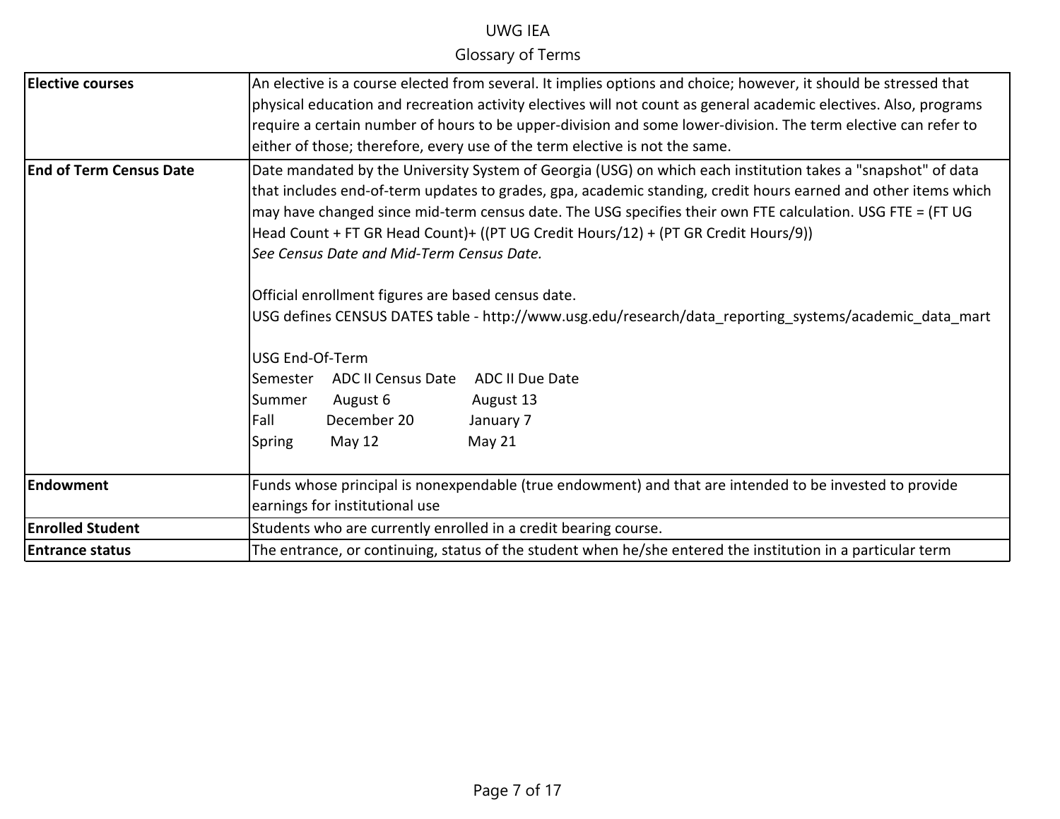| Term | Definition |
|---|---|
| **Elective courses** | An elective is a course elected from several. It implies options and choice; however, it should be stressed that physical education and recreation activity electives will not count as general academic electives. Also, programs require a certain number of hours to be upper-division and some lower-division. The term elective can refer to either of those; therefore, every use of the term elective is not the same. |
| **End of Term Census Date** | Date mandated by the University System of Georgia (USG) on which each institution takes a "snapshot" of data that includes end-of-term updates to grades, gpa, academic standing, credit hours earned and other items which may have changed since mid-term census date. The USG specifies their own FTE calculation. USG FTE = (FT UG Head Count + FT GR Head Count)+ ((PT UG Credit Hours/12) + (PT GR Credit Hours/9))<br>*See Census Date and Mid-Term Census Date.*<br><br>Official enrollment figures are based census date.<br>USG defines CENSUS DATES table - http://www.usg.edu/research/data_reporting_systems/academic_data_mart<br><br>USG End-Of-Term<br>Semester ADC II Census Date ADC II Due Date<br>Summer August 6 August 13<br>Fall December 20 January 7<br>Spring May 12 May 21 |
| **Endowment** | Funds whose principal is nonexpendable (true endowment) and that are intended to be invested to provide earnings for institutional use |
| **Enrolled Student** | Students who are currently enrolled in a credit bearing course. |
| **Entrance status** | The entrance, or continuing, status of the student when he/she entered the institution in a particular term |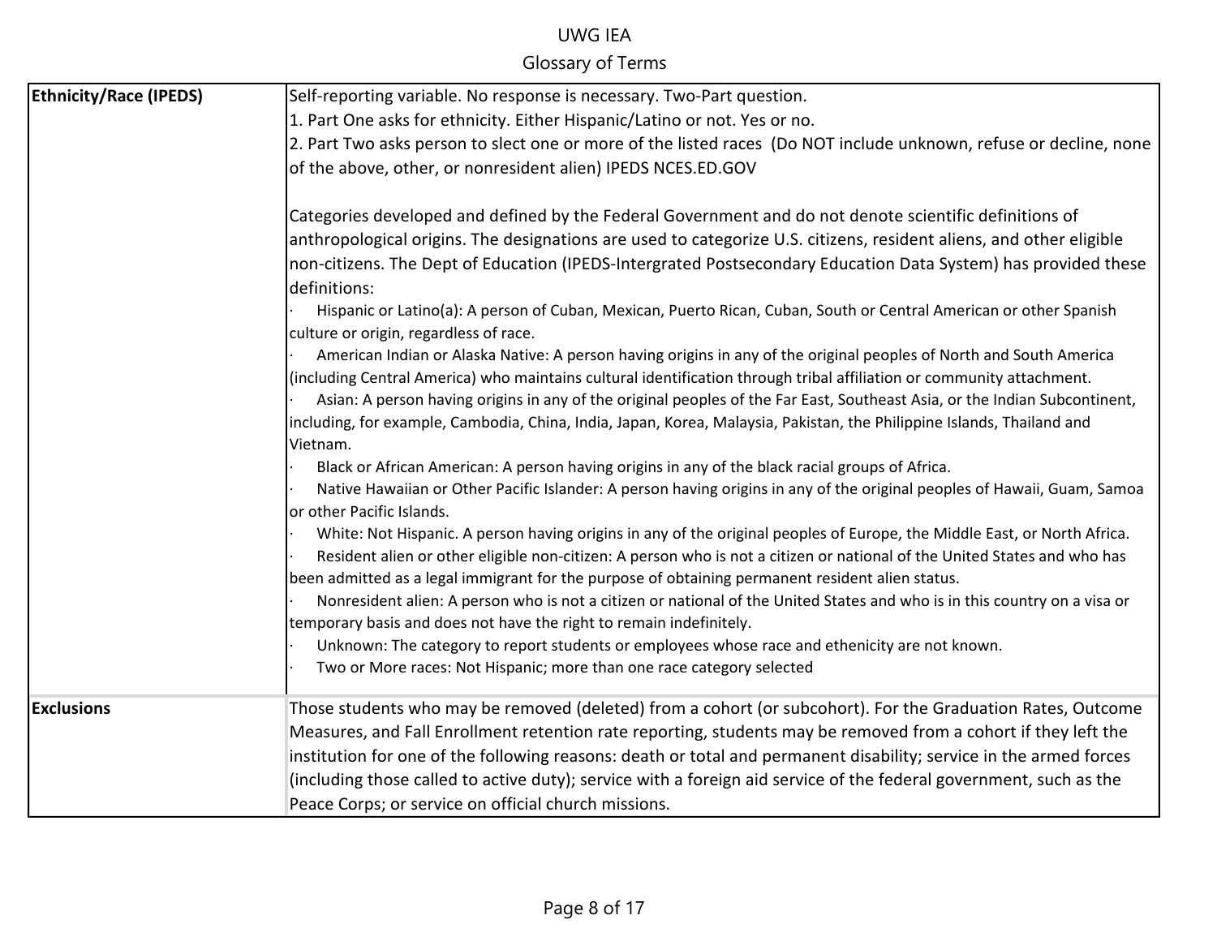| Term | Definition |
| --- | --- |
| **Ethnicity/Race (IPEDS)** | Self-reporting variable. No response is necessary. Two-Part question.<br>1. Part One asks for ethnicity. Either Hispanic/Latino or not. Yes or no.<br>2. Part Two asks person to slect one or more of the listed races (Do NOT include unknown, refuse or decline, none of the above, other, or nonresident alien) IPEDS NCES.ED.GOV<br><br>Categories developed and defined by the Federal Government and do not denote scientific definitions of anthropological origins. The designations are used to categorize U.S. citizens, resident aliens, and other eligible non-citizens. The Dept of Education (IPEDS-Intergrated Postsecondary Education Data System) has provided these definitions:<br>· Hispanic or Latino(a): A person of Cuban, Mexican, Puerto Rican, Cuban, South or Central American or other Spanish culture or origin, regardless of race.<br>· American Indian or Alaska Native: A person having origins in any of the original peoples of North and South America (including Central America) who maintains cultural identification through tribal affiliation or community attachment.<br>· Asian: A person having origins in any of the original peoples of the Far East, Southeast Asia, or the Indian Subcontinent, including, for example, Cambodia, China, India, Japan, Korea, Malaysia, Pakistan, the Philippine Islands, Thailand and Vietnam.<br>· Black or African American: A person having origins in any of the black racial groups of Africa.<br>· Native Hawaiian or Other Pacific Islander: A person having origins in any of the original peoples of Hawaii, Guam, Samoa or other Pacific Islands.<br>· White: Not Hispanic. A person having origins in any of the original peoples of Europe, the Middle East, or North Africa.<br>· Resident alien or other eligible non-citizen: A person who is not a citizen or national of the United States and who has been admitted as a legal immigrant for the purpose of obtaining permanent resident alien status.<br>· Nonresident alien: A person who is not a citizen or national of the United States and who is in this country on a visa or temporary basis and does not have the right to remain indefinitely.<br>· Unknown: The category to report students or employees whose race and ethenicity are not known.<br>· Two or More races: Not Hispanic; more than one race category selected |
| **Exclusions** | Those students who may be removed (deleted) from a cohort (or subcohort). For the Graduation Rates, Outcome Measures, and Fall Enrollment retention rate reporting, students may be removed from a cohort if they left the institution for one of the following reasons: death or total and permanent disability; service in the armed forces (including those called to active duty); service with a foreign aid service of the federal government, such as the Peace Corps; or service on official church missions. |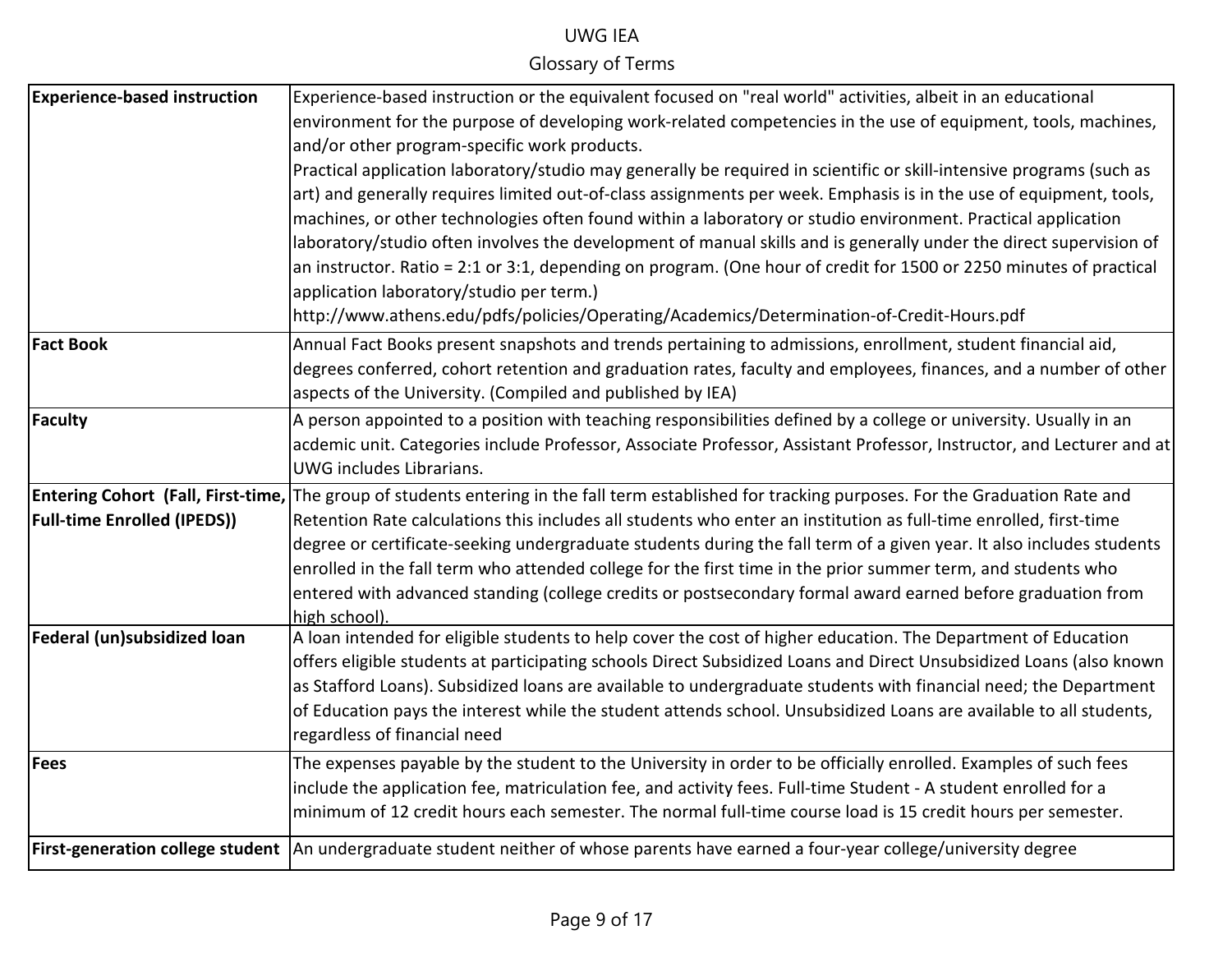| Term | Definition |
|---|---|
| **Experience-based instruction** | Experience-based instruction or the equivalent focused on "real world" activities, albeit in an educational environment for the purpose of developing work-related competencies in the use of equipment, tools, machines, and/or other program-specific work products.<br>Practical application laboratory/studio may generally be required in scientific or skill-intensive programs (such as art) and generally requires limited out-of-class assignments per week. Emphasis is in the use of equipment, tools, machines, or other technologies often found within a laboratory or studio environment. Practical application laboratory/studio often involves the development of manual skills and is generally under the direct supervision of an instructor. Ratio = 2:1 or 3:1, depending on program. (One hour of credit for 1500 or 2250 minutes of practical application laboratory/studio per term.)<br>http://www.athens.edu/pdfs/policies/Operating/Academics/Determination-of-Credit-Hours.pdf |
| **Fact Book** | Annual Fact Books present snapshots and trends pertaining to admissions, enrollment, student financial aid, degrees conferred, cohort retention and graduation rates, faculty and employees, finances, and a number of other aspects of the University. (Compiled and published by IEA) |
| **Faculty** | A person appointed to a position with teaching responsibilities defined by a college or university. Usually in an acdemic unit. Categories include Professor, Associate Professor, Assistant Professor, Instructor, and Lecturer and at UWG includes Librarians. |
| **Entering Cohort (Fall, First-time, Full-time Enrolled (IPEDS))** | The group of students entering in the fall term established for tracking purposes. For the Graduation Rate and Retention Rate calculations this includes all students who enter an institution as full-time enrolled, first-time degree or certificate-seeking undergraduate students during the fall term of a given year. It also includes students enrolled in the fall term who attended college for the first time in the prior summer term, and students who entered with advanced standing (college credits or postsecondary formal award earned before graduation from high school). |
| **Federal (un)subsidized loan** | A loan intended for eligible students to help cover the cost of higher education. The Department of Education offers eligible students at participating schools Direct Subsidized Loans and Direct Unsubsidized Loans (also known as Stafford Loans). Subsidized loans are available to undergraduate students with financial need; the Department of Education pays the interest while the student attends school. Unsubsidized Loans are available to all students, regardless of financial need |
| **Fees** | The expenses payable by the student to the University in order to be officially enrolled. Examples of such fees include the application fee, matriculation fee, and activity fees. Full-time Student - A student enrolled for a minimum of 12 credit hours each semester. The normal full-time course load is 15 credit hours per semester. |
| **First-generation college student** | An undergraduate student neither of whose parents have earned a four-year college/university degree |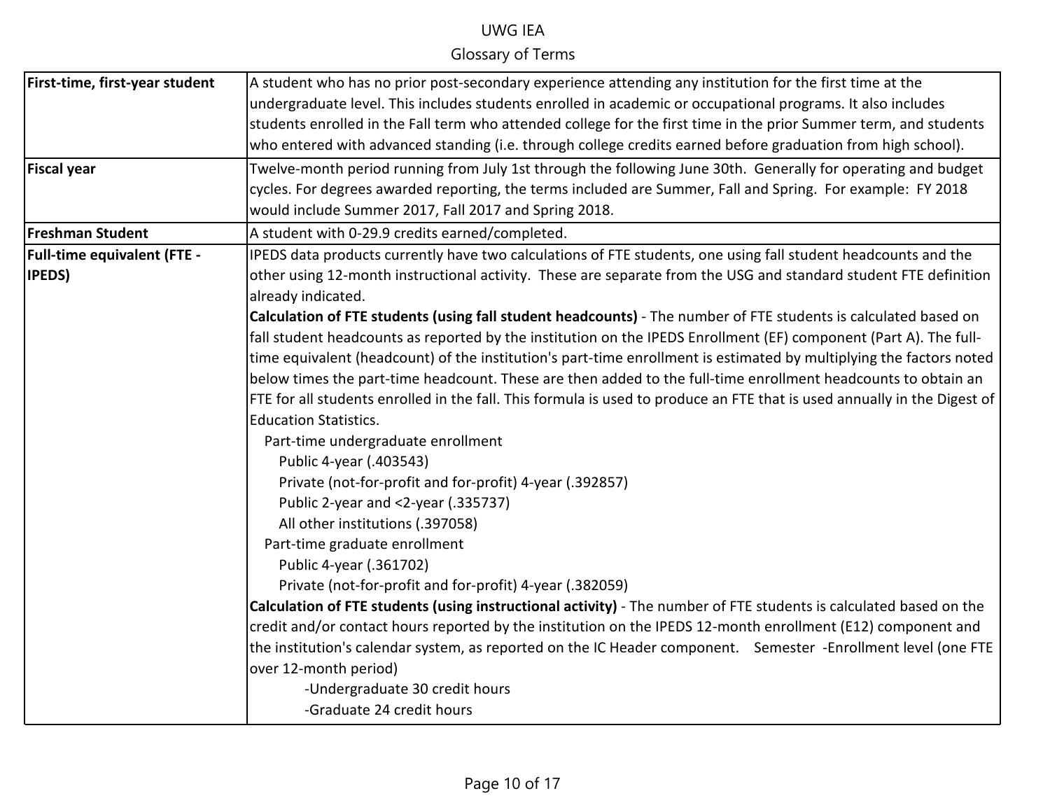| Term | Definition |
|---|---|
| **First-time, first-year student** | A student who has no prior post-secondary experience attending any institution for the first time at the undergraduate level. This includes students enrolled in academic or occupational programs. It also includes students enrolled in the Fall term who attended college for the first time in the prior Summer term, and students who entered with advanced standing (i.e. through college credits earned before graduation from high school). |
| **Fiscal year** | Twelve-month period running from July 1st through the following June 30th. Generally for operating and budget cycles. For degrees awarded reporting, the terms included are Summer, Fall and Spring. For example: FY 2018 would include Summer 2017, Fall 2017 and Spring 2018. |
| **Freshman Student** | A student with 0-29.9 credits earned/completed. |
| **Full-time equivalent (FTE - IPEDS)** | IPEDS data products currently have two calculations of FTE students, one using fall student headcounts and the other using 12-month instructional activity. These are separate from the USG and standard student FTE definition already indicated.<br>**Calculation of FTE students (using fall student headcounts)** - The number of FTE students is calculated based on fall student headcounts as reported by the institution on the IPEDS Enrollment (EF) component (Part A). The full-time equivalent (headcount) of the institution's part-time enrollment is estimated by multiplying the factors noted below times the part-time headcount. These are then added to the full-time enrollment headcounts to obtain an FTE for all students enrolled in the fall. This formula is used to produce an FTE that is used annually in the Digest of Education Statistics.<br>Part-time undergraduate enrollment<br>Public 4-year (.403543)<br>Private (not-for-profit and for-profit) 4-year (.392857)<br>Public 2-year and <2-year (.335737)<br>All other institutions (.397058)<br>Part-time graduate enrollment<br>Public 4-year (.361702)<br>Private (not-for-profit and for-profit) 4-year (.382059)<br>**Calculation of FTE students (using instructional activity)** - The number of FTE students is calculated based on the credit and/or contact hours reported by the institution on the IPEDS 12-month enrollment (E12) component and the institution's calendar system, as reported on the IC Header component. Semester -Enrollment level (one FTE over 12-month period)<br>-Undergraduate 30 credit hours<br>-Graduate 24 credit hours |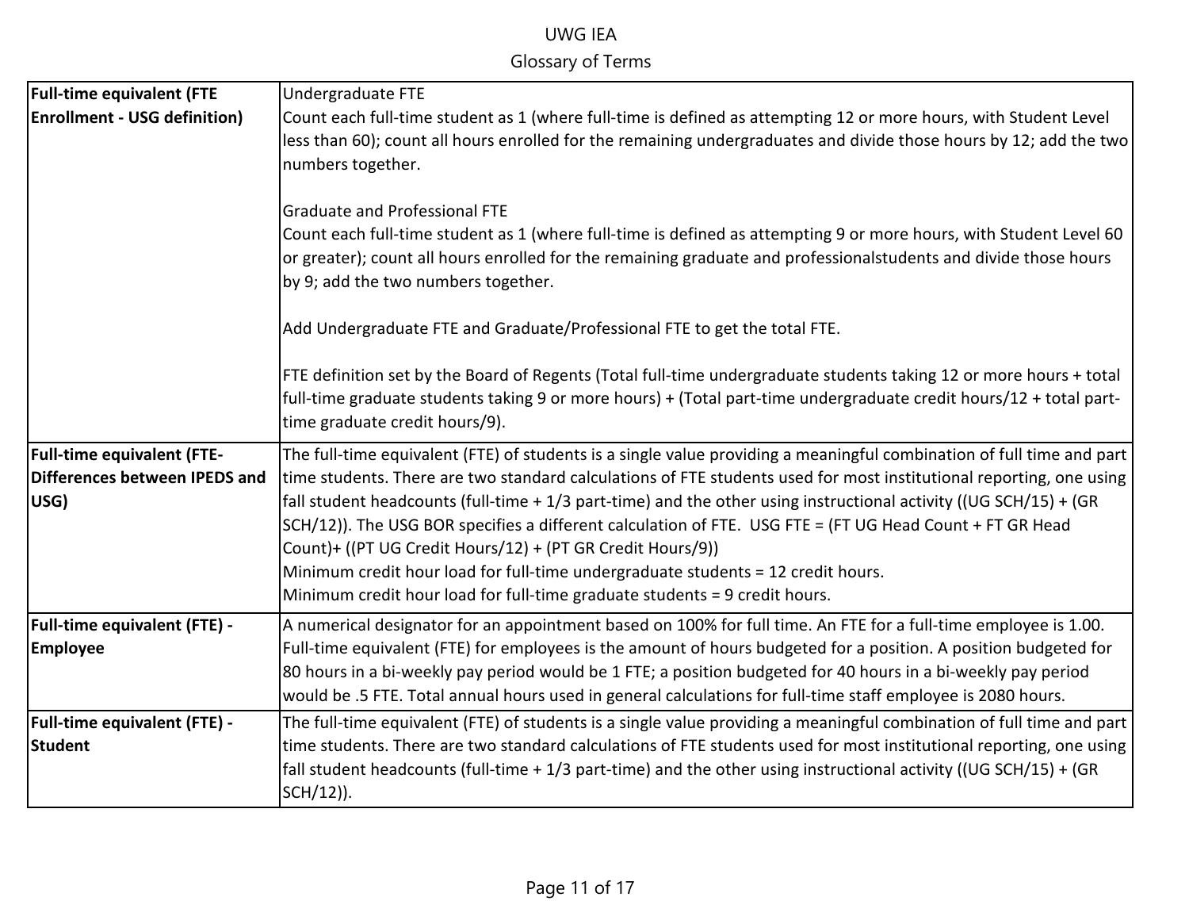| Term | Definition |
|---|---|
| **Full-time equivalent (FTE Enrollment - USG definition)** | Undergraduate FTE<br>Count each full-time student as 1 (where full-time is defined as attempting 12 or more hours, with Student Level less than 60); count all hours enrolled for the remaining undergraduates and divide those hours by 12; add the two numbers together.<br><br>Graduate and Professional FTE<br>Count each full-time student as 1 (where full-time is defined as attempting 9 or more hours, with Student Level 60 or greater); count all hours enrolled for the remaining graduate and professionalstudents and divide those hours by 9; add the two numbers together.<br><br>Add Undergraduate FTE and Graduate/Professional FTE to get the total FTE.<br><br>FTE definition set by the Board of Regents (Total full-time undergraduate students taking 12 or more hours + total full-time graduate students taking 9 or more hours) + (Total part-time undergraduate credit hours/12 + total part-time graduate credit hours/9). |
| **Full-time equivalent (FTE-Differences between IPEDS and USG)** | The full-time equivalent (FTE) of students is a single value providing a meaningful combination of full time and part time students. There are two standard calculations of FTE students used for most institutional reporting, one using fall student headcounts (full-time + 1/3 part-time) and the other using instructional activity ((UG SCH/15) + (GR SCH/12)). The USG BOR specifies a different calculation of FTE. USG FTE = (FT UG Head Count + FT GR Head Count)+ ((PT UG Credit Hours/12) + (PT GR Credit Hours/9))<br>Minimum credit hour load for full-time undergraduate students = 12 credit hours.<br>Minimum credit hour load for full-time graduate students = 9 credit hours. |
| **Full-time equivalent (FTE) - Employee** | A numerical designator for an appointment based on 100% for full time. An FTE for a full-time employee is 1.00. Full-time equivalent (FTE) for employees is the amount of hours budgeted for a position. A position budgeted for 80 hours in a bi-weekly pay period would be 1 FTE; a position budgeted for 40 hours in a bi-weekly pay period would be .5 FTE. Total annual hours used in general calculations for full-time staff employee is 2080 hours. |
| **Full-time equivalent (FTE) - Student** | The full-time equivalent (FTE) of students is a single value providing a meaningful combination of full time and part time students. There are two standard calculations of FTE students used for most institutional reporting, one using fall student headcounts (full-time + 1/3 part-time) and the other using instructional activity ((UG SCH/15) + (GR SCH/12)). |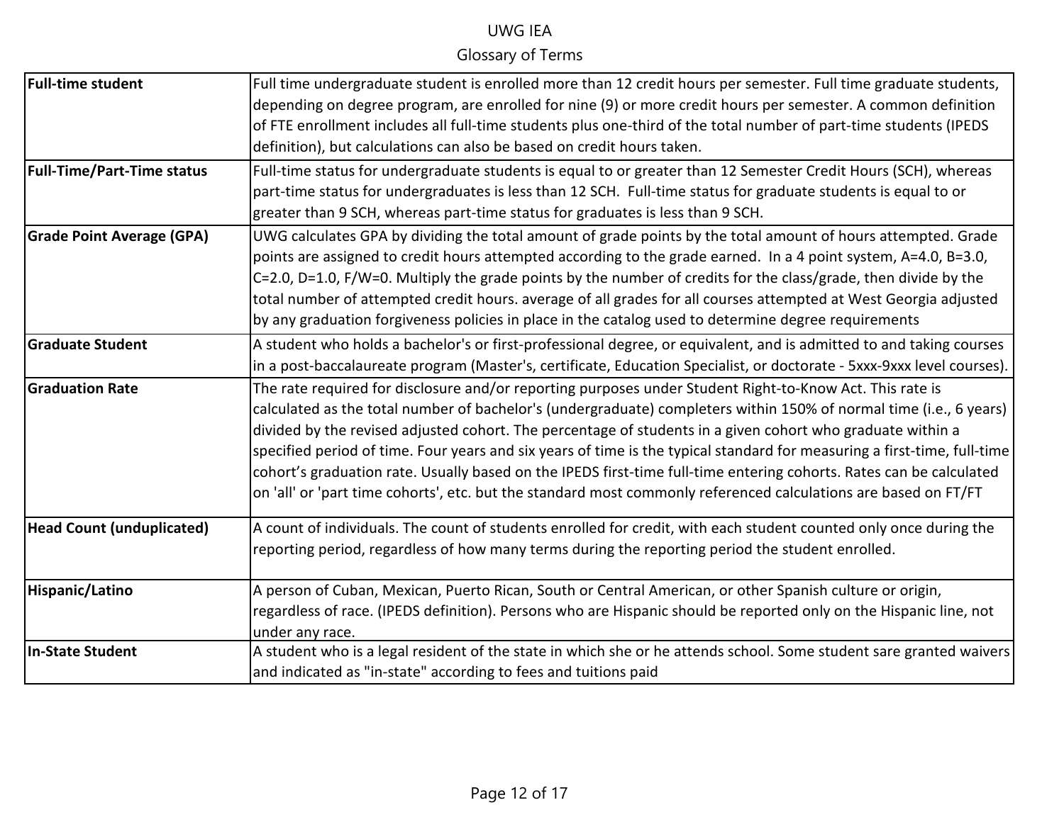| Term | Definition |
|---|---|
| **Full-time student** | Full time undergraduate student is enrolled more than 12 credit hours per semester. Full time graduate students, depending on degree program, are enrolled for nine (9) or more credit hours per semester. A common definition of FTE enrollment includes all full-time students plus one-third of the total number of part-time students (IPEDS definition), but calculations can also be based on credit hours taken. |
| **Full-Time/Part-Time status** | Full-time status for undergraduate students is equal to or greater than 12 Semester Credit Hours (SCH), whereas part-time status for undergraduates is less than 12 SCH. Full-time status for graduate students is equal to or greater than 9 SCH, whereas part-time status for graduates is less than 9 SCH. |
| **Grade Point Average (GPA)** | UWG calculates GPA by dividing the total amount of grade points by the total amount of hours attempted. Grade points are assigned to credit hours attempted according to the grade earned. In a 4 point system, A=4.0, B=3.0, C=2.0, D=1.0, F/W=0. Multiply the grade points by the number of credits for the class/grade, then divide by the total number of attempted credit hours. average of all grades for all courses attempted at West Georgia adjusted by any graduation forgiveness policies in place in the catalog used to determine degree requirements |
| **Graduate Student** | A student who holds a bachelor's or first-professional degree, or equivalent, and is admitted to and taking courses in a post-baccalaureate program (Master's, certificate, Education Specialist, or doctorate - 5xxx-9xxx level courses). |
| **Graduation Rate** | The rate required for disclosure and/or reporting purposes under Student Right-to-Know Act. This rate is calculated as the total number of bachelor's (undergraduate) completers within 150% of normal time (i.e., 6 years) divided by the revised adjusted cohort. The percentage of students in a given cohort who graduate within a specified period of time. Four years and six years of time is the typical standard for measuring a first-time, full-time cohort's graduation rate. Usually based on the IPEDS first-time full-time entering cohorts. Rates can be calculated on 'all' or 'part time cohorts', etc. but the standard most commonly referenced calculations are based on FT/FT |
| **Head Count (unduplicated)** | A count of individuals. The count of students enrolled for credit, with each student counted only once during the reporting period, regardless of how many terms during the reporting period the student enrolled. |
| **Hispanic/Latino** | A person of Cuban, Mexican, Puerto Rican, South or Central American, or other Spanish culture or origin, regardless of race. (IPEDS definition). Persons who are Hispanic should be reported only on the Hispanic line, not under any race. |
| **In-State Student** | A student who is a legal resident of the state in which she or he attends school. Some student sare granted waivers and indicated as "in-state" according to fees and tuitions paid |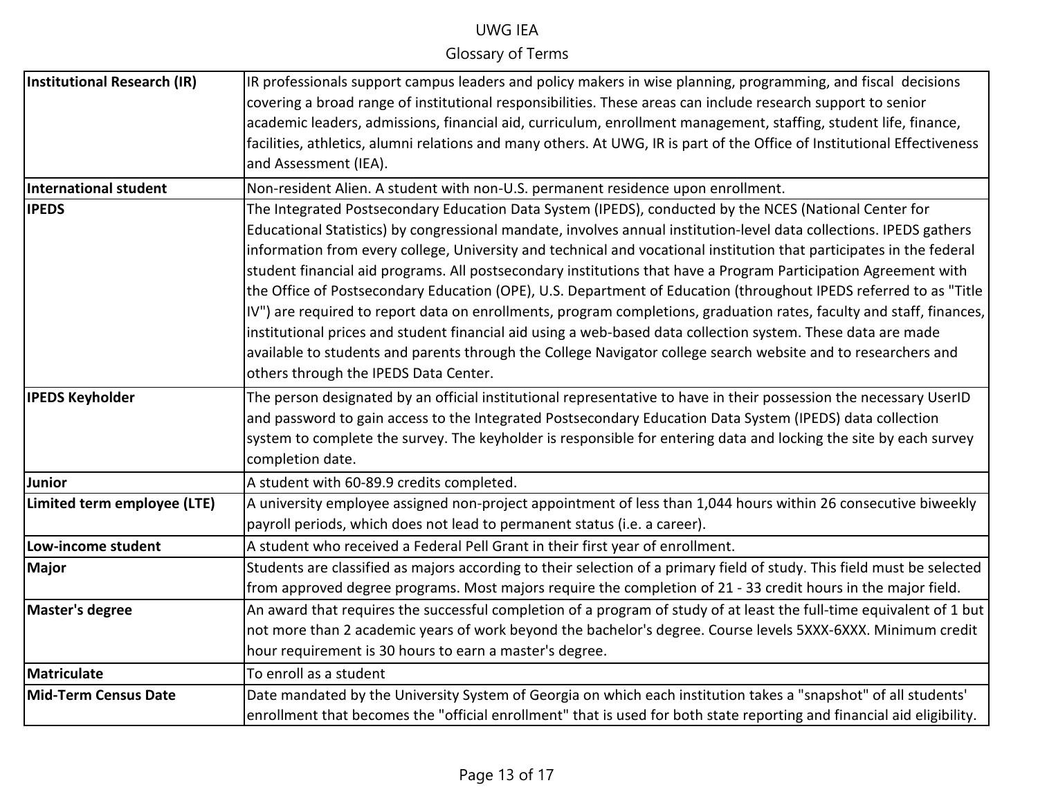# UWG IEA

## Glossary of Terms

| | |
|---|---|
| **Institutional Research (IR)** | IR professionals support campus leaders and policy makers in wise planning, programming, and fiscal decisions covering a broad range of institutional responsibilities. These areas can include research support to senior academic leaders, admissions, financial aid, curriculum, enrollment management, staffing, student life, finance, facilities, athletics, alumni relations and many others. At UWG, IR is part of the Office of Institutional Effectiveness and Assessment (IEA). |
| **International student** | Non-resident Alien. A student with non-U.S. permanent residence upon enrollment. |
| **IPEDS** | The Integrated Postsecondary Education Data System (IPEDS), conducted by the NCES (National Center for Educational Statistics) by congressional mandate, involves annual institution-level data collections. IPEDS gathers information from every college, University and technical and vocational institution that participates in the federal student financial aid programs. All postsecondary institutions that have a Program Participation Agreement with the Office of Postsecondary Education (OPE), U.S. Department of Education (throughout IPEDS referred to as "Title IV") are required to report data on enrollments, program completions, graduation rates, faculty and staff, finances, institutional prices and student financial aid using a web-based data collection system. These data are made available to students and parents through the College Navigator college search website and to researchers and others through the IPEDS Data Center. |
| **IPEDS Keyholder** | The person designated by an official institutional representative to have in their possession the necessary UserID and password to gain access to the Integrated Postsecondary Education Data System (IPEDS) data collection system to complete the survey. The keyholder is responsible for entering data and locking the site by each survey completion date. |
| **Junior** | A student with 60-89.9 credits completed. |
| **Limited term employee (LTE)** | A university employee assigned non-project appointment of less than 1,044 hours within 26 consecutive biweekly payroll periods, which does not lead to permanent status (i.e. a career). |
| **Low-income student** | A student who received a Federal Pell Grant in their first year of enrollment. |
| **Major** | Students are classified as majors according to their selection of a primary field of study. This field must be selected from approved degree programs. Most majors require the completion of 21 - 33 credit hours in the major field. |
| **Master's degree** | An award that requires the successful completion of a program of study of at least the full-time equivalent of 1 but not more than 2 academic years of work beyond the bachelor's degree. Course levels 5XXX-6XXX. Minimum credit hour requirement is 30 hours to earn a master's degree. |
| **Matriculate** | To enroll as a student |
| **Mid-Term Census Date** | Date mandated by the University System of Georgia on which each institution takes a "snapshot" of all students' enrollment that becomes the "official enrollment" that is used for both state reporting and financial aid eligibility. |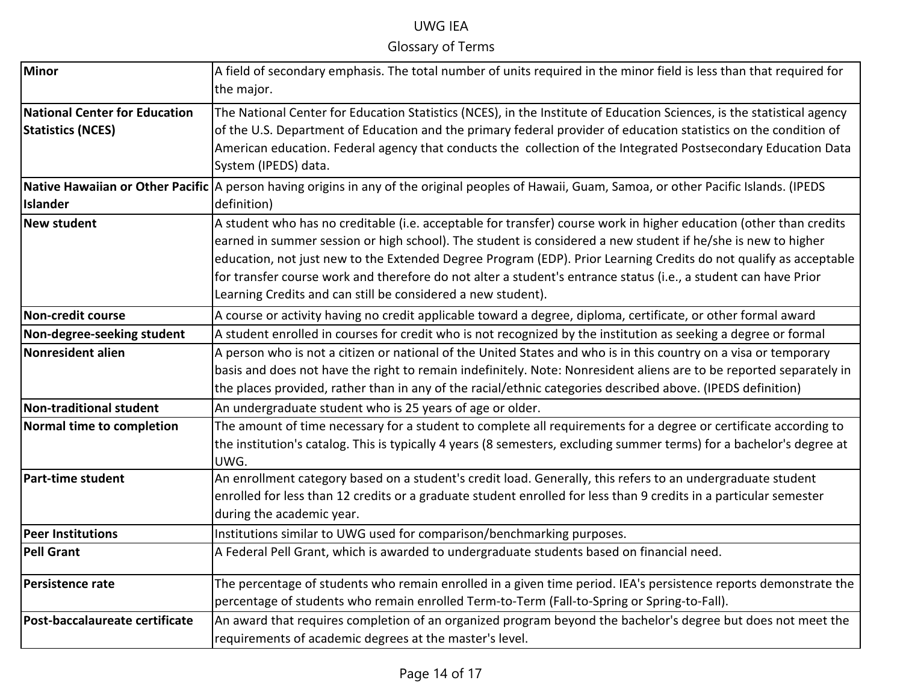| Term | Definition |
|---|---|
| **Minor** | A field of secondary emphasis. The total number of units required in the minor field is less than that required for the major. |
| **National Center for Education Statistics (NCES)** | The National Center for Education Statistics (NCES), in the Institute of Education Sciences, is the statistical agency of the U.S. Department of Education and the primary federal provider of education statistics on the condition of American education. Federal agency that conducts the collection of the Integrated Postsecondary Education Data System (IPEDS) data. |
| **Native Hawaiian or Other Pacific Islander** | A person having origins in any of the original peoples of Hawaii, Guam, Samoa, or other Pacific Islands. (IPEDS definition) |
| **New student** | A student who has no creditable (i.e. acceptable for transfer) course work in higher education (other than credits earned in summer session or high school). The student is considered a new student if he/she is new to higher education, not just new to the Extended Degree Program (EDP). Prior Learning Credits do not qualify as acceptable for transfer course work and therefore do not alter a student's entrance status (i.e., a student can have Prior Learning Credits and can still be considered a new student). |
| **Non-credit course** | A course or activity having no credit applicable toward a degree, diploma, certificate, or other formal award |
| **Non-degree-seeking student** | A student enrolled in courses for credit who is not recognized by the institution as seeking a degree or formal |
| **Nonresident alien** | A person who is not a citizen or national of the United States and who is in this country on a visa or temporary basis and does not have the right to remain indefinitely. Note: Nonresident aliens are to be reported separately in the places provided, rather than in any of the racial/ethnic categories described above. (IPEDS definition) |
| **Non-traditional student** | An undergraduate student who is 25 years of age or older. |
| **Normal time to completion** | The amount of time necessary for a student to complete all requirements for a degree or certificate according to the institution's catalog. This is typically 4 years (8 semesters, excluding summer terms) for a bachelor's degree at UWG. |
| **Part-time student** | An enrollment category based on a student's credit load. Generally, this refers to an undergraduate student enrolled for less than 12 credits or a graduate student enrolled for less than 9 credits in a particular semester during the academic year. |
| **Peer Institutions** | Institutions similar to UWG used for comparison/benchmarking purposes. |
| **Pell Grant** | A Federal Pell Grant, which is awarded to undergraduate students based on financial need. |
| **Persistence rate** | The percentage of students who remain enrolled in a given time period. IEA's persistence reports demonstrate the percentage of students who remain enrolled Term-to-Term (Fall-to-Spring or Spring-to-Fall). |
| **Post-baccalaureate certificate** | An award that requires completion of an organized program beyond the bachelor's degree but does not meet the requirements of academic degrees at the master's level. |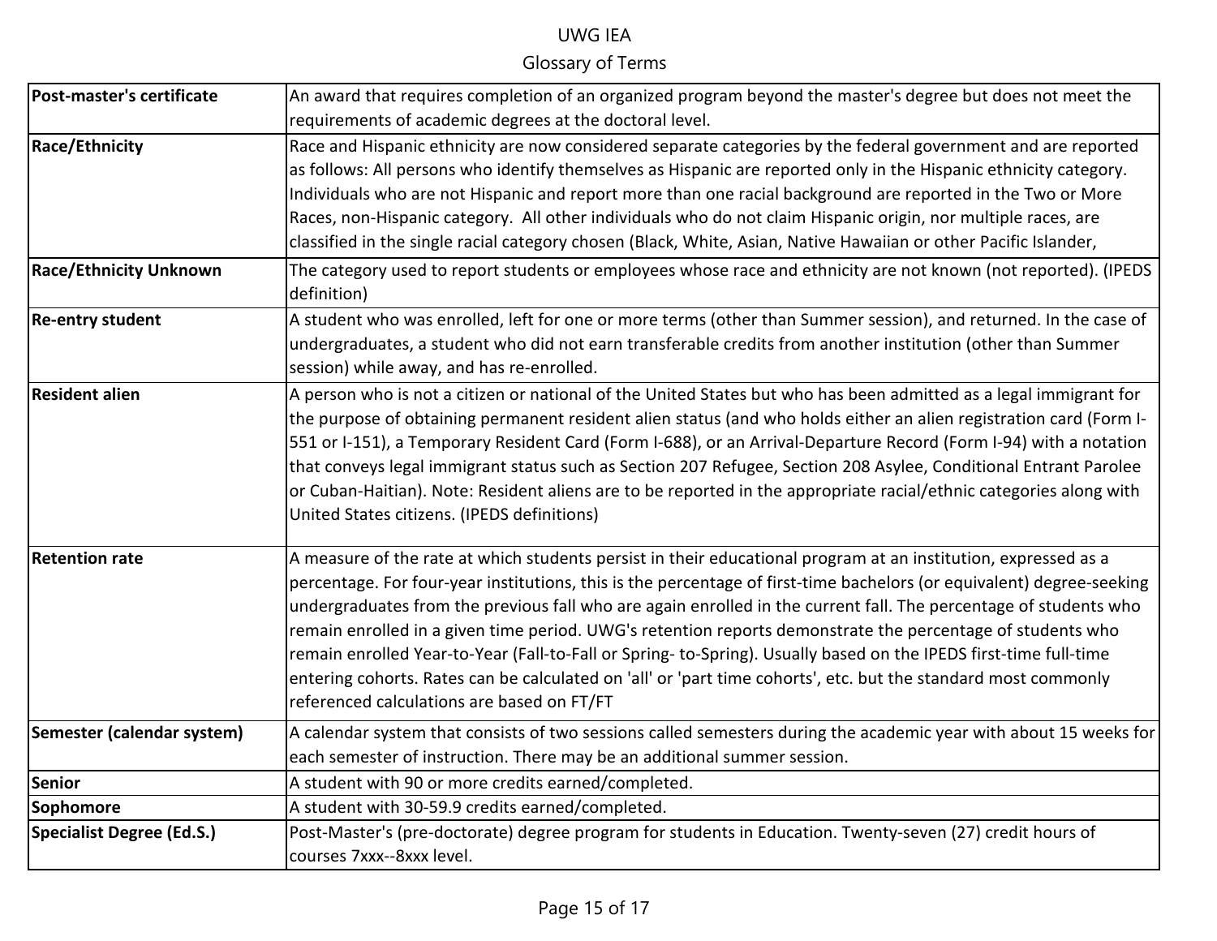UWG IEA

Glossary of Terms

| | |
|---|---|
| **Post-master's certificate** | An award that requires completion of an organized program beyond the master's degree but does not meet the requirements of academic degrees at the doctoral level. |
| **Race/Ethnicity** | Race and Hispanic ethnicity are now considered separate categories by the federal government and are reported as follows: All persons who identify themselves as Hispanic are reported only in the Hispanic ethnicity category. Individuals who are not Hispanic and report more than one racial background are reported in the Two or More Races, non-Hispanic category. All other individuals who do not claim Hispanic origin, nor multiple races, are classified in the single racial category chosen (Black, White, Asian, Native Hawaiian or other Pacific Islander, |
| **Race/Ethnicity Unknown** | The category used to report students or employees whose race and ethnicity are not known (not reported). (IPEDS definition) |
| **Re-entry student** | A student who was enrolled, left for one or more terms (other than Summer session), and returned. In the case of undergraduates, a student who did not earn transferable credits from another institution (other than Summer session) while away, and has re-enrolled. |
| **Resident alien** | A person who is not a citizen or national of the United States but who has been admitted as a legal immigrant for the purpose of obtaining permanent resident alien status (and who holds either an alien registration card (Form I-551 or I-151), a Temporary Resident Card (Form I-688), or an Arrival-Departure Record (Form I-94) with a notation that conveys legal immigrant status such as Section 207 Refugee, Section 208 Asylee, Conditional Entrant Parolee or Cuban-Haitian). Note: Resident aliens are to be reported in the appropriate racial/ethnic categories along with United States citizens. (IPEDS definitions) |
| **Retention rate** | A measure of the rate at which students persist in their educational program at an institution, expressed as a percentage. For four-year institutions, this is the percentage of first-time bachelors (or equivalent) degree-seeking undergraduates from the previous fall who are again enrolled in the current fall. The percentage of students who remain enrolled in a given time period. UWG's retention reports demonstrate the percentage of students who remain enrolled Year-to-Year (Fall-to-Fall or Spring- to-Spring). Usually based on the IPEDS first-time full-time entering cohorts. Rates can be calculated on 'all' or 'part time cohorts', etc. but the standard most commonly referenced calculations are based on FT/FT |
| **Semester (calendar system)** | A calendar system that consists of two sessions called semesters during the academic year with about 15 weeks for each semester of instruction. There may be an additional summer session. |
| **Senior** | A student with 90 or more credits earned/completed. |
| **Sophomore** | A student with 30-59.9 credits earned/completed. |
| **Specialist Degree (Ed.S.)** | Post-Master's (pre-doctorate) degree program for students in Education. Twenty-seven (27) credit hours of courses 7xxx--8xxx level. |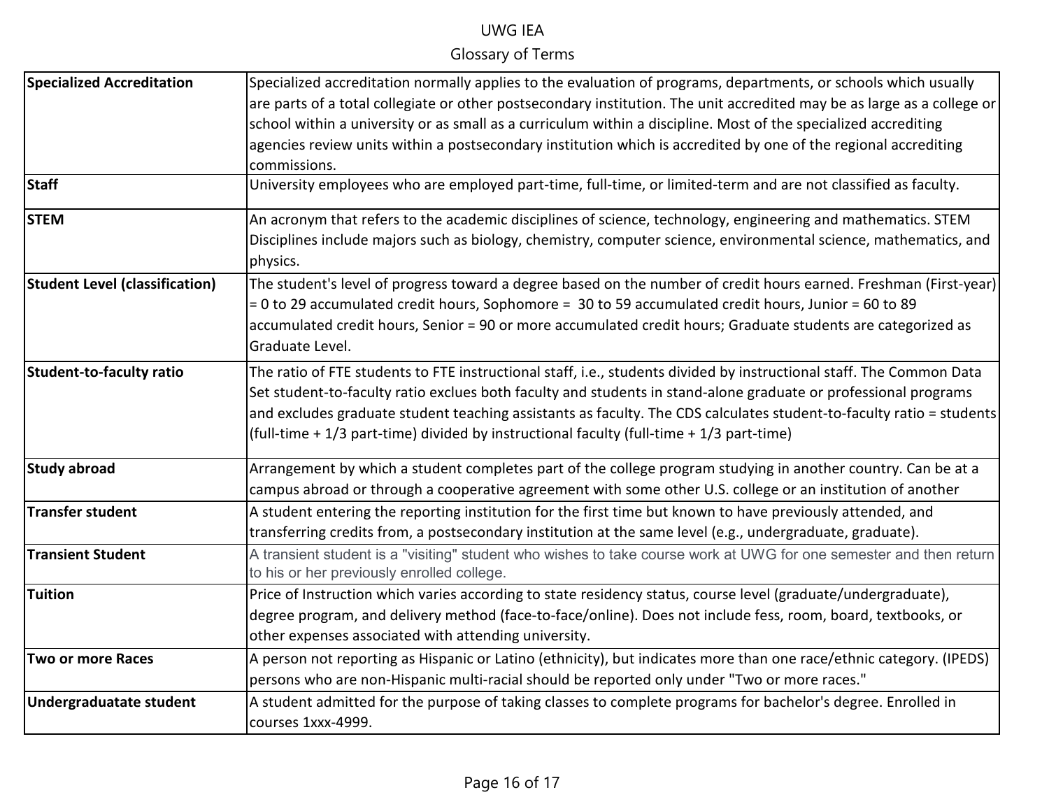| Term | Definition |
|---|---|
| **Specialized Accreditation** | Specialized accreditation normally applies to the evaluation of programs, departments, or schools which usually are parts of a total collegiate or other postsecondary institution. The unit accredited may be as large as a college or school within a university or as small as a curriculum within a discipline. Most of the specialized accrediting agencies review units within a postsecondary institution which is accredited by one of the regional accrediting commissions. |
| **Staff** | University employees who are employed part-time, full-time, or limited-term and are not classified as faculty. |
| **STEM** | An acronym that refers to the academic disciplines of science, technology, engineering and mathematics. STEM Disciplines include majors such as biology, chemistry, computer science, environmental science, mathematics, and physics. |
| **Student Level (classification)** | The student's level of progress toward a degree based on the number of credit hours earned. Freshman (First-year) = 0 to 29 accumulated credit hours, Sophomore = 30 to 59 accumulated credit hours, Junior = 60 to 89 accumulated credit hours, Senior = 90 or more accumulated credit hours; Graduate students are categorized as Graduate Level. |
| **Student-to-faculty ratio** | The ratio of FTE students to FTE instructional staff, i.e., students divided by instructional staff. The Common Data Set student-to-faculty ratio exclues both faculty and students in stand-alone graduate or professional programs and excludes graduate student teaching assistants as faculty. The CDS calculates student-to-faculty ratio = students (full-time + 1/3 part-time) divided by instructional faculty (full-time + 1/3 part-time) |
| **Study abroad** | Arrangement by which a student completes part of the college program studying in another country. Can be at a campus abroad or through a cooperative agreement with some other U.S. college or an institution of another |
| **Transfer student** | A student entering the reporting institution for the first time but known to have previously attended, and transferring credits from, a postsecondary institution at the same level (e.g., undergraduate, graduate). |
| **Transient Student** | A transient student is a "visiting" student who wishes to take course work at UWG for one semester and then return to his or her previously enrolled college. |
| **Tuition** | Price of Instruction which varies according to state residency status, course level (graduate/undergraduate), degree program, and delivery method (face-to-face/online). Does not include fess, room, board, textbooks, or other expenses associated with attending university. |
| **Two or more Races** | A person not reporting as Hispanic or Latino (ethnicity), but indicates more than one race/ethnic category. (IPEDS) persons who are non-Hispanic multi-racial should be reported only under "Two or more races." |
| **Undergraduatate student** | A student admitted for the purpose of taking classes to complete programs for bachelor's degree. Enrolled in courses 1xxx-4999. |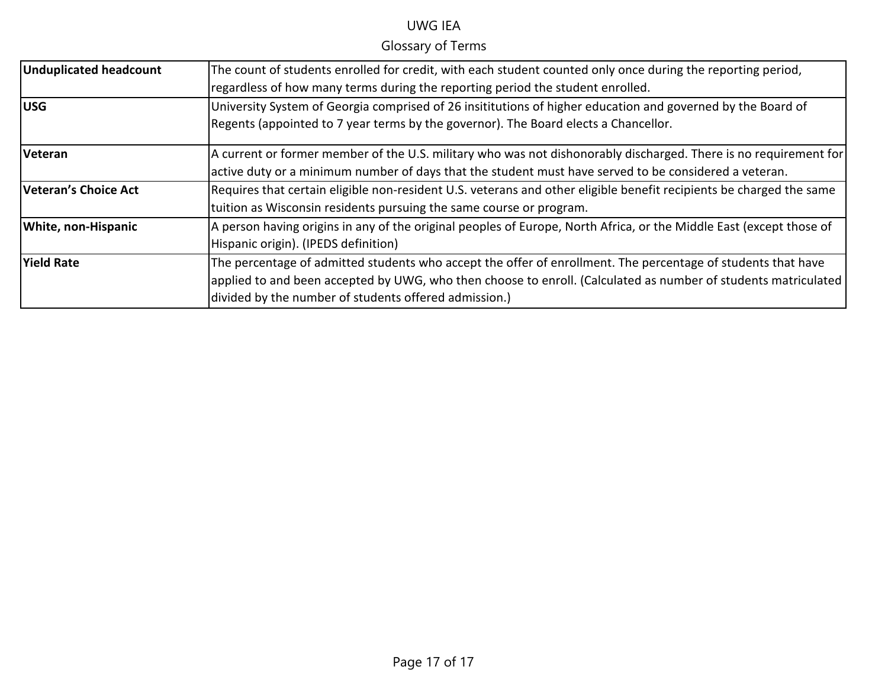| | |
|---|---|
| **Unduplicated headcount** | The count of students enrolled for credit, with each student counted only once during the reporting period, regardless of how many terms during the reporting period the student enrolled. |
| **USG** | University System of Georgia comprised of 26 insititutions of higher education and governed by the Board of Regents (appointed to 7 year terms by the governor). The Board elects a Chancellor. |
| **Veteran** | A current or former member of the U.S. military who was not dishonorably discharged. There is no requirement for active duty or a minimum number of days that the student must have served to be considered a veteran. |
| **Veteran's Choice Act** | Requires that certain eligible non-resident U.S. veterans and other eligible benefit recipients be charged the same tuition as Wisconsin residents pursuing the same course or program. |
| **White, non-Hispanic** | A person having origins in any of the original peoples of Europe, North Africa, or the Middle East (except those of Hispanic origin). (IPEDS definition) |
| **Yield Rate** | The percentage of admitted students who accept the offer of enrollment. The percentage of students that have applied to and been accepted by UWG, who then choose to enroll. (Calculated as number of students matriculated divided by the number of students offered admission.) |